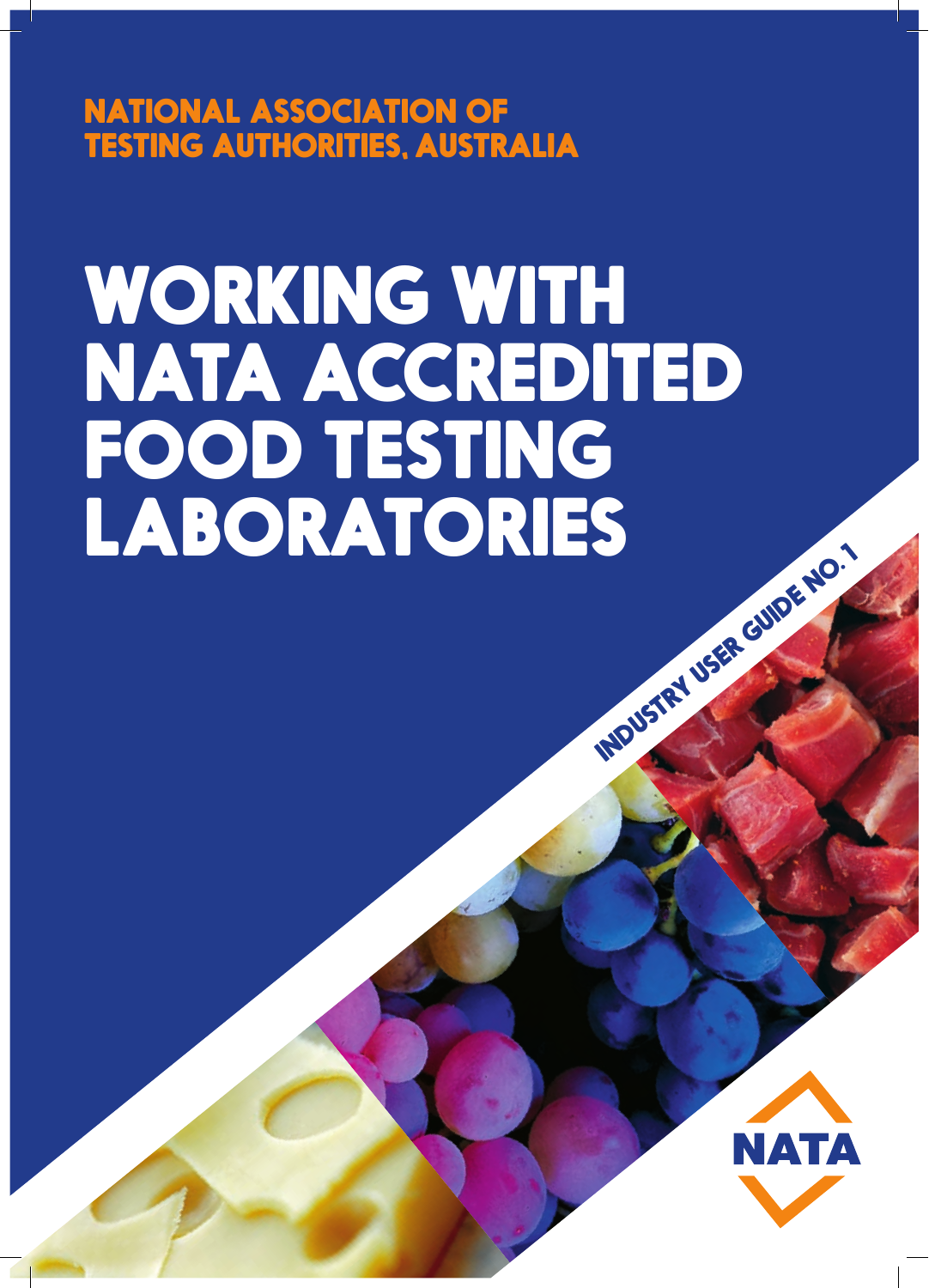NATIONAL ASSOCIATION OF TESTING AUTHORITIES, AUSTRALIA

# WORKING WITH NATA ACCREDITED FOOD TESTING LABORATORIES

INDUSTRY USER GUIDE NO. 1

NATA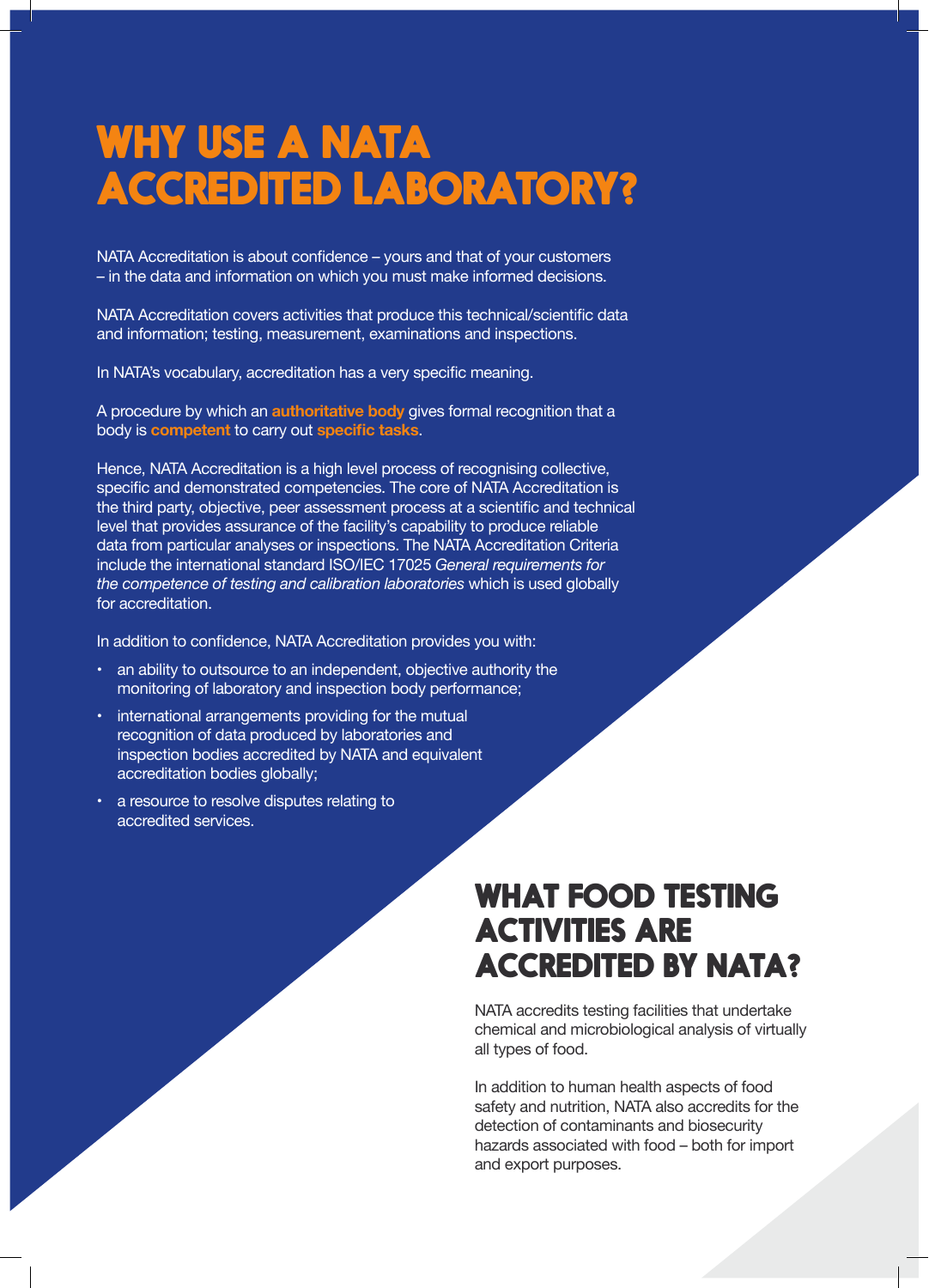# WHY USE A NATA ACCREDITED LABORATORY?

NATA Accreditation is about confidence – yours and that of your customers – in the data and information on which you must make informed decisions.

NATA Accreditation covers activities that produce this technical/scientific data and information; testing, measurement, examinations and inspections.

In NATA's vocabulary, accreditation has a very specific meaning.

A procedure by which an **authoritative body** gives formal recognition that a body is **competent** to carry out **specific tasks**.

Hence, NATA Accreditation is a high level process of recognising collective, specific and demonstrated competencies. The core of NATA Accreditation is the third party, objective, peer assessment process at a scientific and technical level that provides assurance of the facility's capability to produce reliable data from particular analyses or inspections. The NATA Accreditation Criteria include the international standard ISO/IEC 17025 *General requirements for the competence of testing and calibration laboratories* which is used globally for accreditation.

In addition to confidence, NATA Accreditation provides you with:

- an ability to outsource to an independent, objective authority the monitoring of laboratory and inspection body performance;
- international arrangements providing for the mutual recognition of data produced by laboratories and inspection bodies accredited by NATA and equivalent accreditation bodies globally;
- a resource to resolve disputes relating to accredited services.

# WHAT FOOD TESTING ACTIVITIES ARE ACCREDITED BY NATA?

NATA accredits testing facilities that undertake chemical and microbiological analysis of virtually all types of food.

In addition to human health aspects of food safety and nutrition, NATA also accredits for the detection of contaminants and biosecurity hazards associated with food – both for import and export purposes.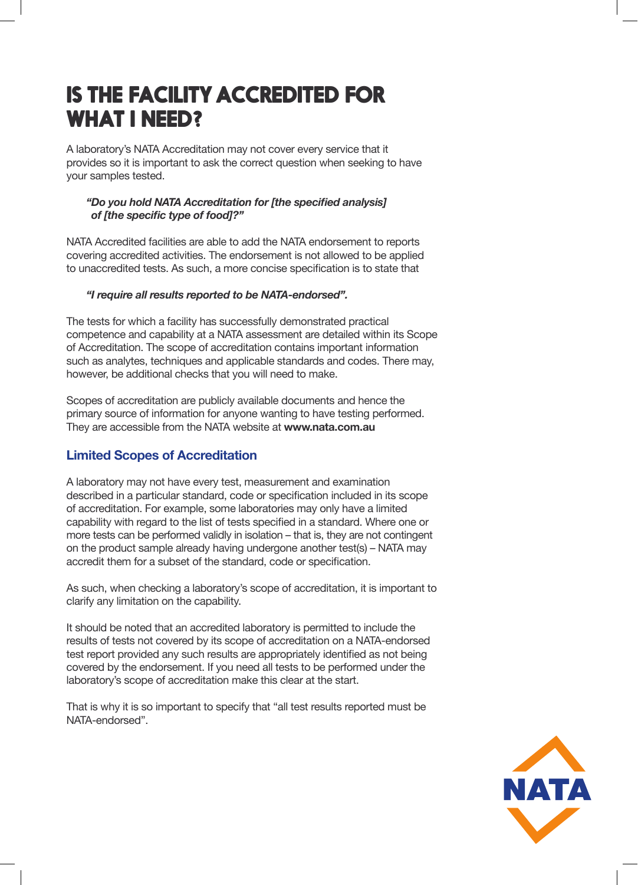# IS THE FACILITY ACCREDITED FOR WHAT I NEED?

A laboratory's NATA Accreditation may not cover every service that it provides so it is important to ask the correct question when seeking to have your samples tested.

> ***"Do you hold NATA Accreditation for [the specified analysis] of [the specific type of food]?"***

NATA Accredited facilities are able to add the NATA endorsement to reports covering accredited activities. The endorsement is not allowed to be applied to unaccredited tests. As such, a more concise specification is to state that

> ***"I require all results reported to be NATA-endorsed".***

The tests for which a facility has successfully demonstrated practical competence and capability at a NATA assessment are detailed within its Scope of Accreditation. The scope of accreditation contains important information such as analytes, techniques and applicable standards and codes. There may, however, be additional checks that you will need to make.

Scopes of accreditation are publicly available documents and hence the primary source of information for anyone wanting to have testing performed. They are accessible from the NATA website at **www.nata.com.au**

## Limited Scopes of Accreditation

A laboratory may not have every test, measurement and examination described in a particular standard, code or specification included in its scope of accreditation. For example, some laboratories may only have a limited capability with regard to the list of tests specified in a standard. Where one or more tests can be performed validly in isolation – that is, they are not contingent on the product sample already having undergone another test(s) – NATA may accredit them for a subset of the standard, code or specification.

As such, when checking a laboratory's scope of accreditation, it is important to clarify any limitation on the capability.

It should be noted that an accredited laboratory is permitted to include the results of tests not covered by its scope of accreditation on a NATA-endorsed test report provided any such results are appropriately identified as not being covered by the endorsement. If you need all tests to be performed under the laboratory's scope of accreditation make this clear at the start.

That is why it is so important to specify that "all test results reported must be NATA-endorsed".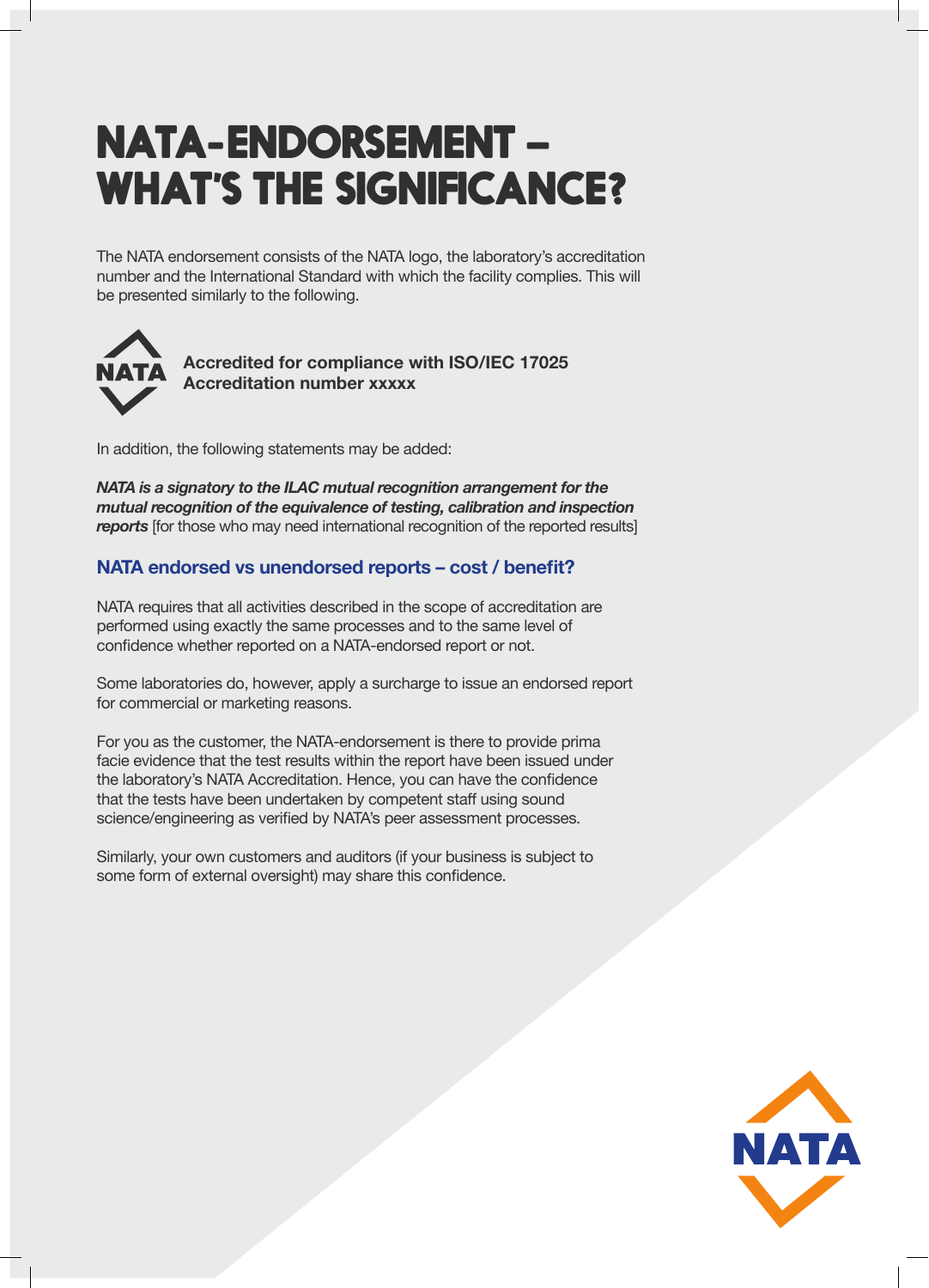# NATA-ENDORSEMENT – WHAT'S THE SIGNIFICANCE?

The NATA endorsement consists of the NATA logo, the laboratory's accreditation number and the International Standard with which the facility complies. This will be presented similarly to the following.

NATA

**Accredited for compliance with ISO/IEC 17025**
**Accreditation number xxxxx**

In addition, the following statements may be added:

***NATA is a signatory to the ILAC mutual recognition arrangement for the mutual recognition of the equivalence of testing, calibration and inspection reports*** [for those who may need international recognition of the reported results]

## NATA endorsed vs unendorsed reports – cost / benefit?

NATA requires that all activities described in the scope of accreditation are performed using exactly the same processes and to the same level of confidence whether reported on a NATA-endorsed report or not.

Some laboratories do, however, apply a surcharge to issue an endorsed report for commercial or marketing reasons.

For you as the customer, the NATA-endorsement is there to provide prima facie evidence that the test results within the report have been issued under the laboratory's NATA Accreditation. Hence, you can have the confidence that the tests have been undertaken by competent staff using sound science/engineering as verified by NATA's peer assessment processes.

Similarly, your own customers and auditors (if your business is subject to some form of external oversight) may share this confidence.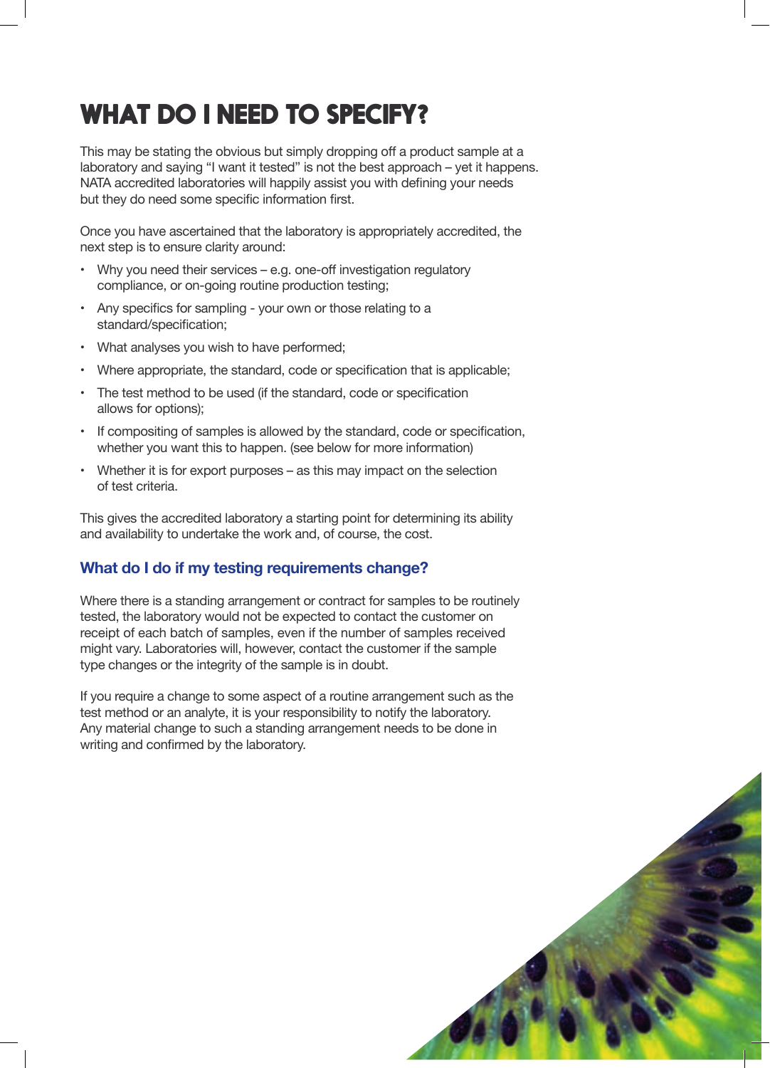# WHAT DO I NEED TO SPECIFY?

This may be stating the obvious but simply dropping off a product sample at a laboratory and saying "I want it tested" is not the best approach – yet it happens. NATA accredited laboratories will happily assist you with defining your needs but they do need some specific information first.

Once you have ascertained that the laboratory is appropriately accredited, the next step is to ensure clarity around:

- Why you need their services – e.g. one-off investigation regulatory compliance, or on-going routine production testing;
- Any specifics for sampling - your own or those relating to a standard/specification;
- What analyses you wish to have performed;
- Where appropriate, the standard, code or specification that is applicable;
- The test method to be used (if the standard, code or specification allows for options);
- If compositing of samples is allowed by the standard, code or specification, whether you want this to happen. (see below for more information)
- Whether it is for export purposes – as this may impact on the selection of test criteria.

This gives the accredited laboratory a starting point for determining its ability and availability to undertake the work and, of course, the cost.

## What do I do if my testing requirements change?

Where there is a standing arrangement or contract for samples to be routinely tested, the laboratory would not be expected to contact the customer on receipt of each batch of samples, even if the number of samples received might vary. Laboratories will, however, contact the customer if the sample type changes or the integrity of the sample is in doubt.

If you require a change to some aspect of a routine arrangement such as the test method or an analyte, it is your responsibility to notify the laboratory. Any material change to such a standing arrangement needs to be done in writing and confirmed by the laboratory.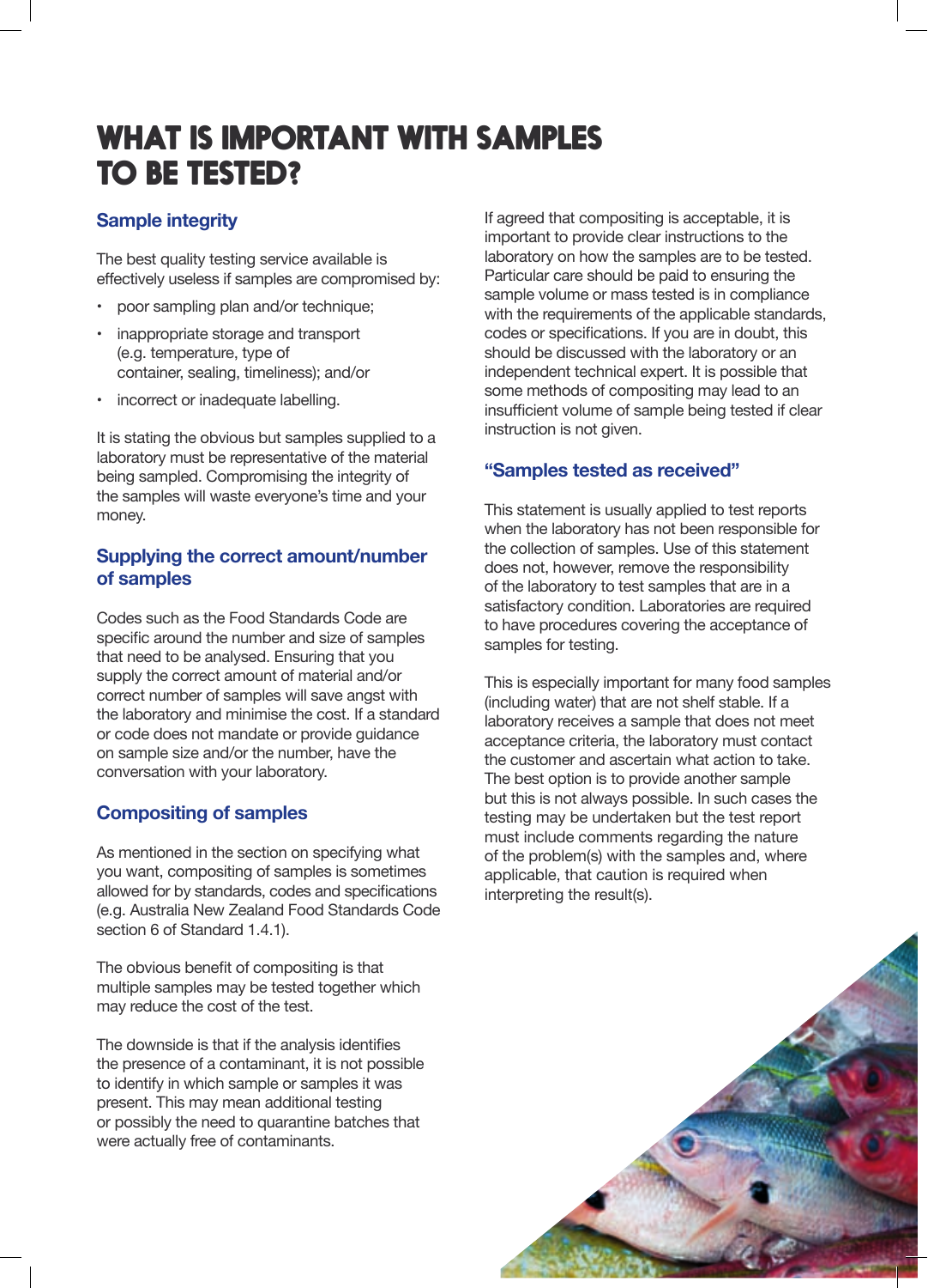# WHAT IS IMPORTANT WITH SAMPLES TO BE TESTED?

## Sample integrity

The best quality testing service available is effectively useless if samples are compromised by:

- poor sampling plan and/or technique;
- inappropriate storage and transport (e.g. temperature, type of container, sealing, timeliness); and/or
- incorrect or inadequate labelling.

It is stating the obvious but samples supplied to a laboratory must be representative of the material being sampled. Compromising the integrity of the samples will waste everyone's time and your money.

## Supplying the correct amount/number of samples

Codes such as the Food Standards Code are specific around the number and size of samples that need to be analysed. Ensuring that you supply the correct amount of material and/or correct number of samples will save angst with the laboratory and minimise the cost. If a standard or code does not mandate or provide guidance on sample size and/or the number, have the conversation with your laboratory.

## Compositing of samples

As mentioned in the section on specifying what you want, compositing of samples is sometimes allowed for by standards, codes and specifications (e.g. Australia New Zealand Food Standards Code section 6 of Standard 1.4.1).

The obvious benefit of compositing is that multiple samples may be tested together which may reduce the cost of the test.

The downside is that if the analysis identifies the presence of a contaminant, it is not possible to identify in which sample or samples it was present. This may mean additional testing or possibly the need to quarantine batches that were actually free of contaminants.

If agreed that compositing is acceptable, it is important to provide clear instructions to the laboratory on how the samples are to be tested. Particular care should be paid to ensuring the sample volume or mass tested is in compliance with the requirements of the applicable standards, codes or specifications. If you are in doubt, this should be discussed with the laboratory or an independent technical expert. It is possible that some methods of compositing may lead to an insufficient volume of sample being tested if clear instruction is not given.

## "Samples tested as received"

This statement is usually applied to test reports when the laboratory has not been responsible for the collection of samples. Use of this statement does not, however, remove the responsibility of the laboratory to test samples that are in a satisfactory condition. Laboratories are required to have procedures covering the acceptance of samples for testing.

This is especially important for many food samples (including water) that are not shelf stable. If a laboratory receives a sample that does not meet acceptance criteria, the laboratory must contact the customer and ascertain what action to take. The best option is to provide another sample but this is not always possible. In such cases the testing may be undertaken but the test report must include comments regarding the nature of the problem(s) with the samples and, where applicable, that caution is required when interpreting the result(s).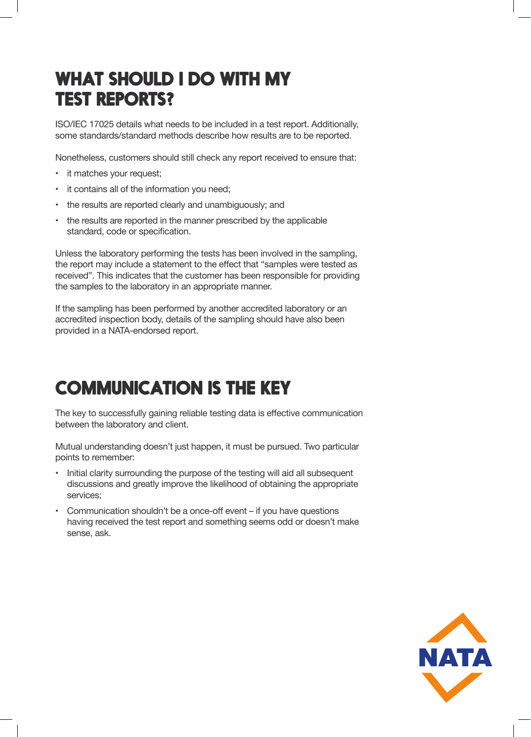# WHAT SHOULD I DO WITH MY TEST REPORTS?

ISO/IEC 17025 details what needs to be included in a test report. Additionally, some standards/standard methods describe how results are to be reported.

Nonetheless, customers should still check any report received to ensure that:

- it matches your request;
- it contains all of the information you need;
- the results are reported clearly and unambiguously; and
- the results are reported in the manner prescribed by the applicable standard, code or specification.

Unless the laboratory performing the tests has been involved in the sampling, the report may include a statement to the effect that "samples were tested as received". This indicates that the customer has been responsible for providing the samples to the laboratory in an appropriate manner.

If the sampling has been performed by another accredited laboratory or an accredited inspection body, details of the sampling should have also been provided in a NATA-endorsed report.

# COMMUNICATION IS THE KEY

The key to successfully gaining reliable testing data is effective communication between the laboratory and client.

Mutual understanding doesn't just happen, it must be pursued. Two particular points to remember:

- Initial clarity surrounding the purpose of the testing will aid all subsequent discussions and greatly improve the likelihood of obtaining the appropriate services;
- Communication shouldn't be a once-off event – if you have questions having received the test report and something seems odd or doesn't make sense, ask.

NATA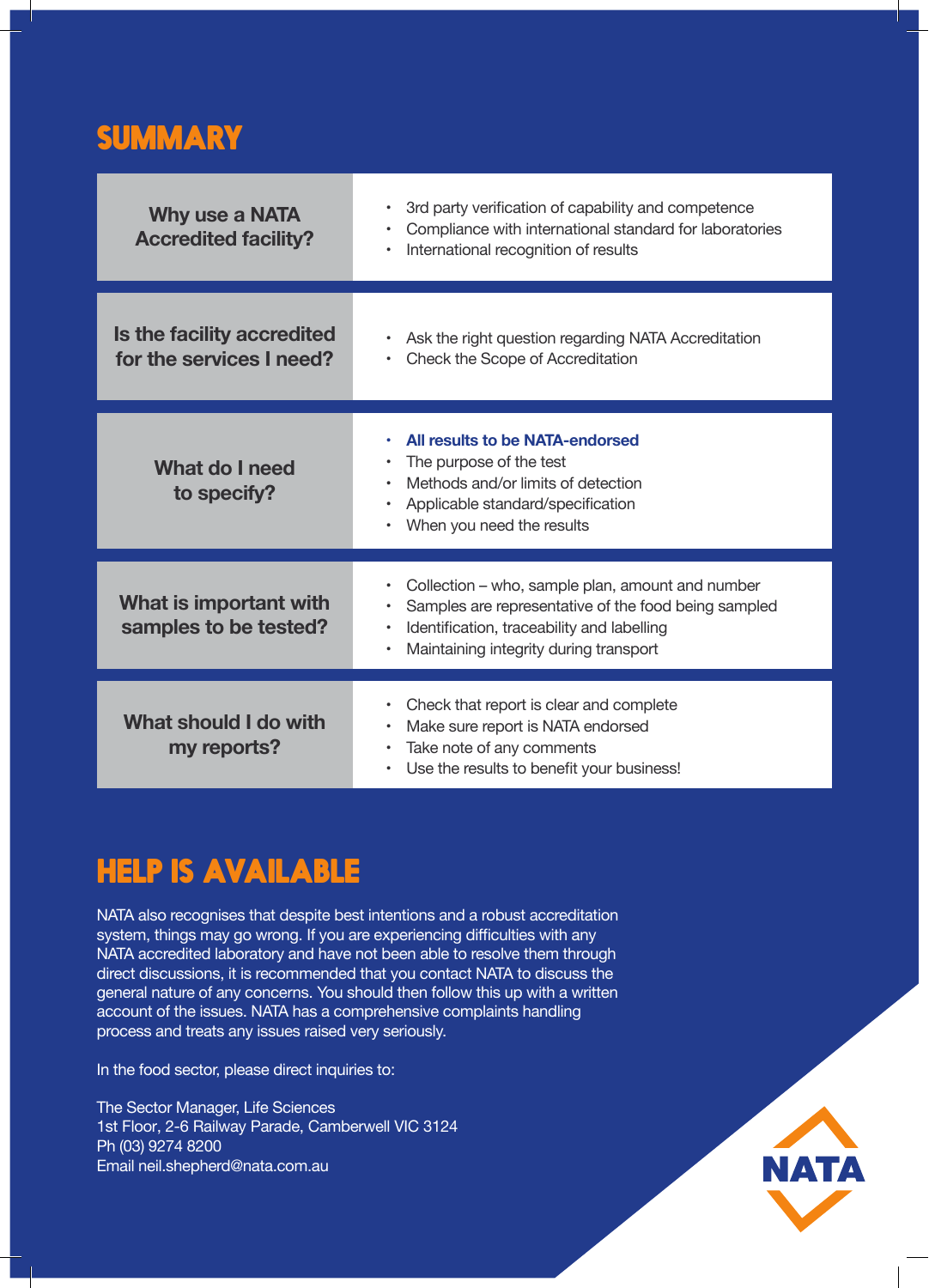## SUMMARY

| | |
|---|---|
| **Why use a NATA Accredited facility?** | • 3rd party verification of capability and competence<br>• Compliance with international standard for laboratories<br>• International recognition of results |
| **Is the facility accredited for the services I need?** | • Ask the right question regarding NATA Accreditation<br>• Check the Scope of Accreditation |
| **What do I need to specify?** | • **All results to be NATA-endorsed**<br>• The purpose of the test<br>• Methods and/or limits of detection<br>• Applicable standard/specification<br>• When you need the results |
| **What is important with samples to be tested?** | • Collection – who, sample plan, amount and number<br>• Samples are representative of the food being sampled<br>• Identification, traceability and labelling<br>• Maintaining integrity during transport |
| **What should I do with my reports?** | • Check that report is clear and complete<br>• Make sure report is NATA endorsed<br>• Take note of any comments<br>• Use the results to benefit your business! |

## HELP IS AVAILABLE

NATA also recognises that despite best intentions and a robust accreditation system, things may go wrong. If you are experiencing difficulties with any NATA accredited laboratory and have not been able to resolve them through direct discussions, it is recommended that you contact NATA to discuss the general nature of any concerns. You should then follow this up with a written account of the issues. NATA has a comprehensive complaints handling process and treats any issues raised very seriously.

In the food sector, please direct inquiries to:

The Sector Manager, Life Sciences
1st Floor, 2-6 Railway Parade, Camberwell VIC 3124
Ph (03) 9274 8200
Email neil.shepherd@nata.com.au

NATA